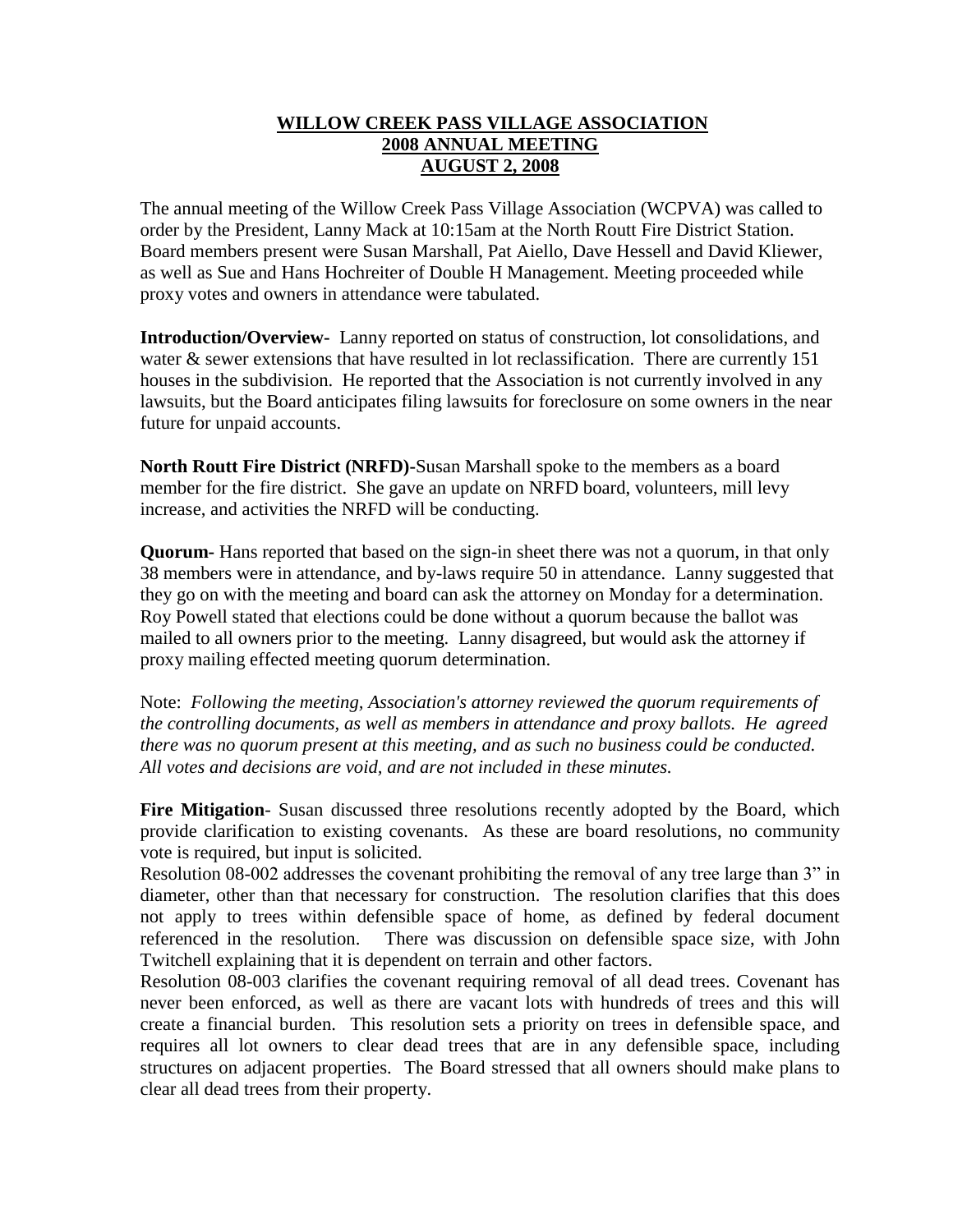# WILLOW CREEK PASS VILLAGE ASSOCIATION
## 2008 ANNUAL MEETING
## AUGUST 2, 2008

The annual meeting of the Willow Creek Pass Village Association (WCPVA) was called to order by the President, Lanny Mack at 10:15am at the North Routt Fire District Station. Board members present were Susan Marshall, Pat Aiello, Dave Hessell and David Kliewer, as well as Sue and Hans Hochreiter of Double H Management. Meeting proceeded while proxy votes and owners in attendance were tabulated.

**Introduction/Overview-** Lanny reported on status of construction, lot consolidations, and water & sewer extensions that have resulted in lot reclassification. There are currently 151 houses in the subdivision. He reported that the Association is not currently involved in any lawsuits, but the Board anticipates filing lawsuits for foreclosure on some owners in the near future for unpaid accounts.

**North Routt Fire District (NRFD)-**Susan Marshall spoke to the members as a board member for the fire district. She gave an update on NRFD board, volunteers, mill levy increase, and activities the NRFD will be conducting.

**Quorum-** Hans reported that based on the sign-in sheet there was not a quorum, in that only 38 members were in attendance, and by-laws require 50 in attendance. Lanny suggested that they go on with the meeting and board can ask the attorney on Monday for a determination. Roy Powell stated that elections could be done without a quorum because the ballot was mailed to all owners prior to the meeting. Lanny disagreed, but would ask the attorney if proxy mailing effected meeting quorum determination.

Note: *Following the meeting, Association's attorney reviewed the quorum requirements of the controlling documents, as well as members in attendance and proxy ballots. He agreed there was no quorum present at this meeting, and as such no business could be conducted. All votes and decisions are void, and are not included in these minutes.*

**Fire Mitigation**- Susan discussed three resolutions recently adopted by the Board, which provide clarification to existing covenants. As these are board resolutions, no community vote is required, but input is solicited.

Resolution 08-002 addresses the covenant prohibiting the removal of any tree large than 3" in diameter, other than that necessary for construction. The resolution clarifies that this does not apply to trees within defensible space of home, as defined by federal document referenced in the resolution. There was discussion on defensible space size, with John Twitchell explaining that it is dependent on terrain and other factors.

Resolution 08-003 clarifies the covenant requiring removal of all dead trees. Covenant has never been enforced, as well as there are vacant lots with hundreds of trees and this will create a financial burden. This resolution sets a priority on trees in defensible space, and requires all lot owners to clear dead trees that are in any defensible space, including structures on adjacent properties. The Board stressed that all owners should make plans to clear all dead trees from their property.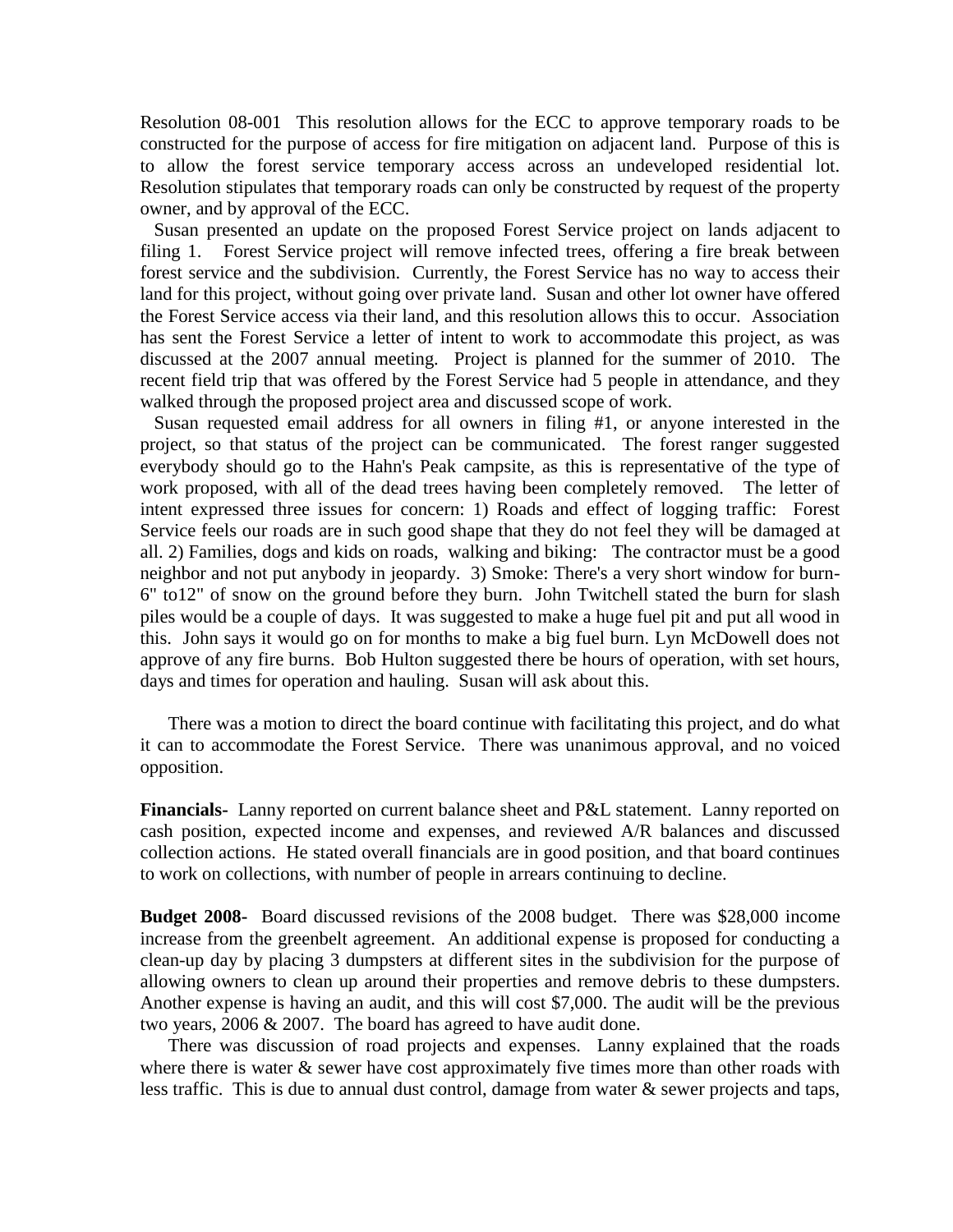Resolution 08-001 This resolution allows for the ECC to approve temporary roads to be constructed for the purpose of access for fire mitigation on adjacent land. Purpose of this is to allow the forest service temporary access across an undeveloped residential lot. Resolution stipulates that temporary roads can only be constructed by request of the property owner, and by approval of the ECC.

Susan presented an update on the proposed Forest Service project on lands adjacent to filing 1. Forest Service project will remove infected trees, offering a fire break between forest service and the subdivision. Currently, the Forest Service has no way to access their land for this project, without going over private land. Susan and other lot owner have offered the Forest Service access via their land, and this resolution allows this to occur. Association has sent the Forest Service a letter of intent to work to accommodate this project, as was discussed at the 2007 annual meeting. Project is planned for the summer of 2010. The recent field trip that was offered by the Forest Service had 5 people in attendance, and they walked through the proposed project area and discussed scope of work.

Susan requested email address for all owners in filing #1, or anyone interested in the project, so that status of the project can be communicated. The forest ranger suggested everybody should go to the Hahn's Peak campsite, as this is representative of the type of work proposed, with all of the dead trees having been completely removed. The letter of intent expressed three issues for concern: 1) Roads and effect of logging traffic: Forest Service feels our roads are in such good shape that they do not feel they will be damaged at all. 2) Families, dogs and kids on roads, walking and biking: The contractor must be a good neighbor and not put anybody in jeopardy. 3) Smoke: There's a very short window for burn- 6" to12" of snow on the ground before they burn. John Twitchell stated the burn for slash piles would be a couple of days. It was suggested to make a huge fuel pit and put all wood in this. John says it would go on for months to make a big fuel burn. Lyn McDowell does not approve of any fire burns. Bob Hulton suggested there be hours of operation, with set hours, days and times for operation and hauling. Susan will ask about this.

There was a motion to direct the board continue with facilitating this project, and do what it can to accommodate the Forest Service. There was unanimous approval, and no voiced opposition.

**Financials-** Lanny reported on current balance sheet and P&L statement. Lanny reported on cash position, expected income and expenses, and reviewed A/R balances and discussed collection actions. He stated overall financials are in good position, and that board continues to work on collections, with number of people in arrears continuing to decline.

**Budget 2008-** Board discussed revisions of the 2008 budget. There was $28,000 income increase from the greenbelt agreement. An additional expense is proposed for conducting a clean-up day by placing 3 dumpsters at different sites in the subdivision for the purpose of allowing owners to clean up around their properties and remove debris to these dumpsters. Another expense is having an audit, and this will cost $7,000. The audit will be the previous two years, 2006 & 2007. The board has agreed to have audit done.

There was discussion of road projects and expenses. Lanny explained that the roads where there is water & sewer have cost approximately five times more than other roads with less traffic. This is due to annual dust control, damage from water & sewer projects and taps,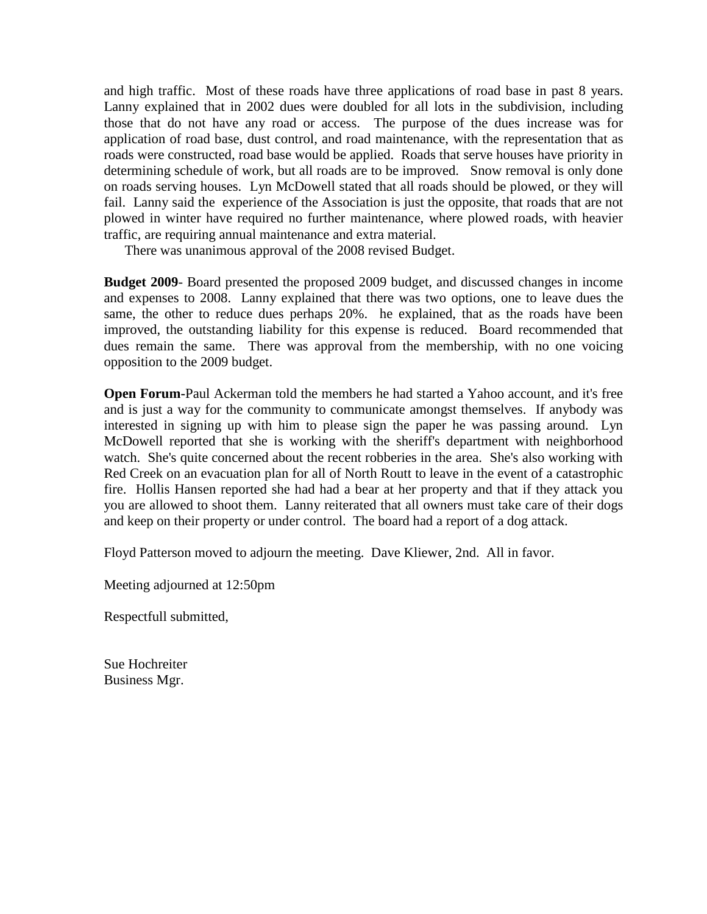and high traffic. Most of these roads have three applications of road base in past 8 years. Lanny explained that in 2002 dues were doubled for all lots in the subdivision, including those that do not have any road or access. The purpose of the dues increase was for application of road base, dust control, and road maintenance, with the representation that as roads were constructed, road base would be applied. Roads that serve houses have priority in determining schedule of work, but all roads are to be improved. Snow removal is only done on roads serving houses. Lyn McDowell stated that all roads should be plowed, or they will fail. Lanny said the experience of the Association is just the opposite, that roads that are not plowed in winter have required no further maintenance, where plowed roads, with heavier traffic, are requiring annual maintenance and extra material.

There was unanimous approval of the 2008 revised Budget.

**Budget 2009**- Board presented the proposed 2009 budget, and discussed changes in income and expenses to 2008. Lanny explained that there was two options, one to leave dues the same, the other to reduce dues perhaps 20%. he explained, that as the roads have been improved, the outstanding liability for this expense is reduced. Board recommended that dues remain the same. There was approval from the membership, with no one voicing opposition to the 2009 budget.

**Open Forum-**Paul Ackerman told the members he had started a Yahoo account, and it's free and is just a way for the community to communicate amongst themselves. If anybody was interested in signing up with him to please sign the paper he was passing around. Lyn McDowell reported that she is working with the sheriff's department with neighborhood watch. She's quite concerned about the recent robberies in the area. She's also working with Red Creek on an evacuation plan for all of North Routt to leave in the event of a catastrophic fire. Hollis Hansen reported she had had a bear at her property and that if they attack you you are allowed to shoot them. Lanny reiterated that all owners must take care of their dogs and keep on their property or under control. The board had a report of a dog attack.

Floyd Patterson moved to adjourn the meeting. Dave Kliewer, 2nd. All in favor.

Meeting adjourned at 12:50pm

Respectfull submitted,

Sue Hochreiter
Business Mgr.